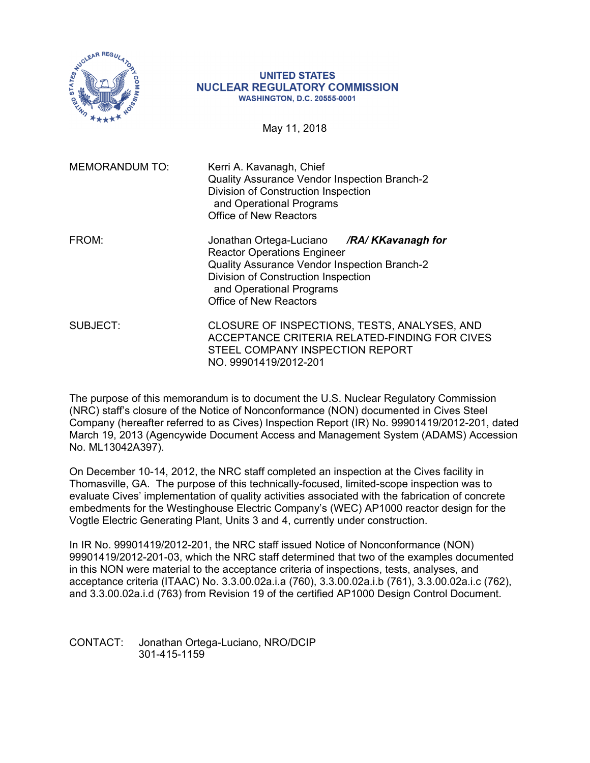**UNITED STATES**
**NUCLEAR REGULATORY COMMISSION**
**WASHINGTON, D.C. 20555-0001**

May 11, 2018

MEMORANDUM TO: Kerri A. Kavanagh, Chief
Quality Assurance Vendor Inspection Branch-2
Division of Construction Inspection
and Operational Programs
Office of New Reactors

FROM: Jonathan Ortega-Luciano ***/RA/ KKavanagh for***
Reactor Operations Engineer
Quality Assurance Vendor Inspection Branch-2
Division of Construction Inspection
and Operational Programs
Office of New Reactors

SUBJECT: CLOSURE OF INSPECTIONS, TESTS, ANALYSES, AND ACCEPTANCE CRITERIA RELATED-FINDING FOR CIVES STEEL COMPANY INSPECTION REPORT NO. 99901419/2012-201

The purpose of this memorandum is to document the U.S. Nuclear Regulatory Commission (NRC) staff's closure of the Notice of Nonconformance (NON) documented in Cives Steel Company (hereafter referred to as Cives) Inspection Report (IR) No. 99901419/2012-201, dated March 19, 2013 (Agencywide Document Access and Management System (ADAMS) Accession No. ML13042A397).

On December 10-14, 2012, the NRC staff completed an inspection at the Cives facility in Thomasville, GA. The purpose of this technically-focused, limited-scope inspection was to evaluate Cives' implementation of quality activities associated with the fabrication of concrete embedments for the Westinghouse Electric Company's (WEC) AP1000 reactor design for the Vogtle Electric Generating Plant, Units 3 and 4, currently under construction.

In IR No. 99901419/2012-201, the NRC staff issued Notice of Nonconformance (NON) 99901419/2012-201-03, which the NRC staff determined that two of the examples documented in this NON were material to the acceptance criteria of inspections, tests, analyses, and acceptance criteria (ITAAC) No. 3.3.00.02a.i.a (760), 3.3.00.02a.i.b (761), 3.3.00.02a.i.c (762), and 3.3.00.02a.i.d (763) from Revision 19 of the certified AP1000 Design Control Document.

CONTACT: Jonathan Ortega-Luciano, NRO/DCIP
301-415-1159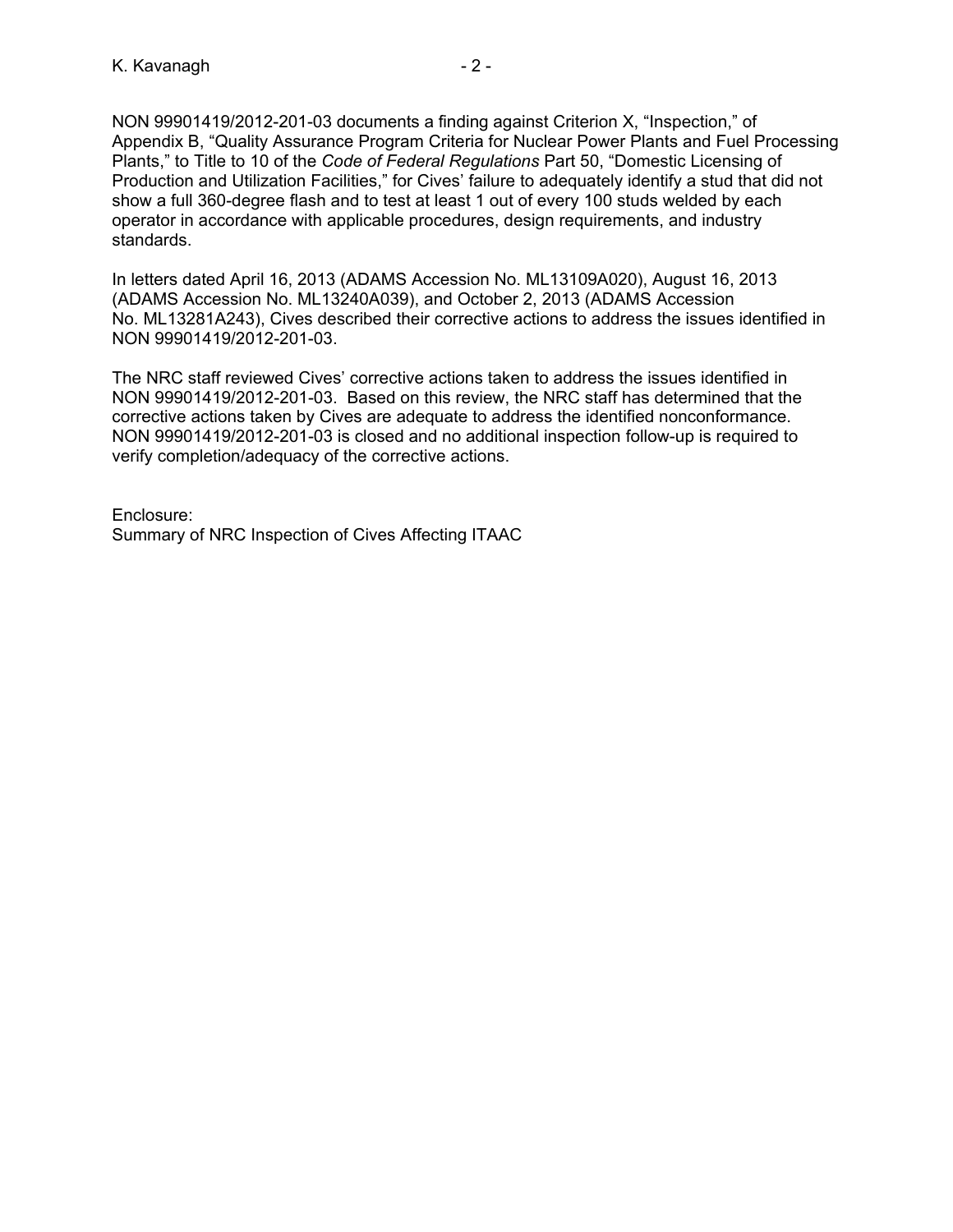NON 99901419/2012-201-03 documents a finding against Criterion X, "Inspection," of Appendix B, "Quality Assurance Program Criteria for Nuclear Power Plants and Fuel Processing Plants," to Title to 10 of the *Code of Federal Regulations* Part 50, "Domestic Licensing of Production and Utilization Facilities," for Cives' failure to adequately identify a stud that did not show a full 360-degree flash and to test at least 1 out of every 100 studs welded by each operator in accordance with applicable procedures, design requirements, and industry standards.

In letters dated April 16, 2013 (ADAMS Accession No. ML13109A020), August 16, 2013 (ADAMS Accession No. ML13240A039), and October 2, 2013 (ADAMS Accession No. ML13281A243), Cives described their corrective actions to address the issues identified in NON 99901419/2012-201-03.

The NRC staff reviewed Cives' corrective actions taken to address the issues identified in NON 99901419/2012-201-03. Based on this review, the NRC staff has determined that the corrective actions taken by Cives are adequate to address the identified nonconformance. NON 99901419/2012-201-03 is closed and no additional inspection follow-up is required to verify completion/adequacy of the corrective actions.

Enclosure:
Summary of NRC Inspection of Cives Affecting ITAAC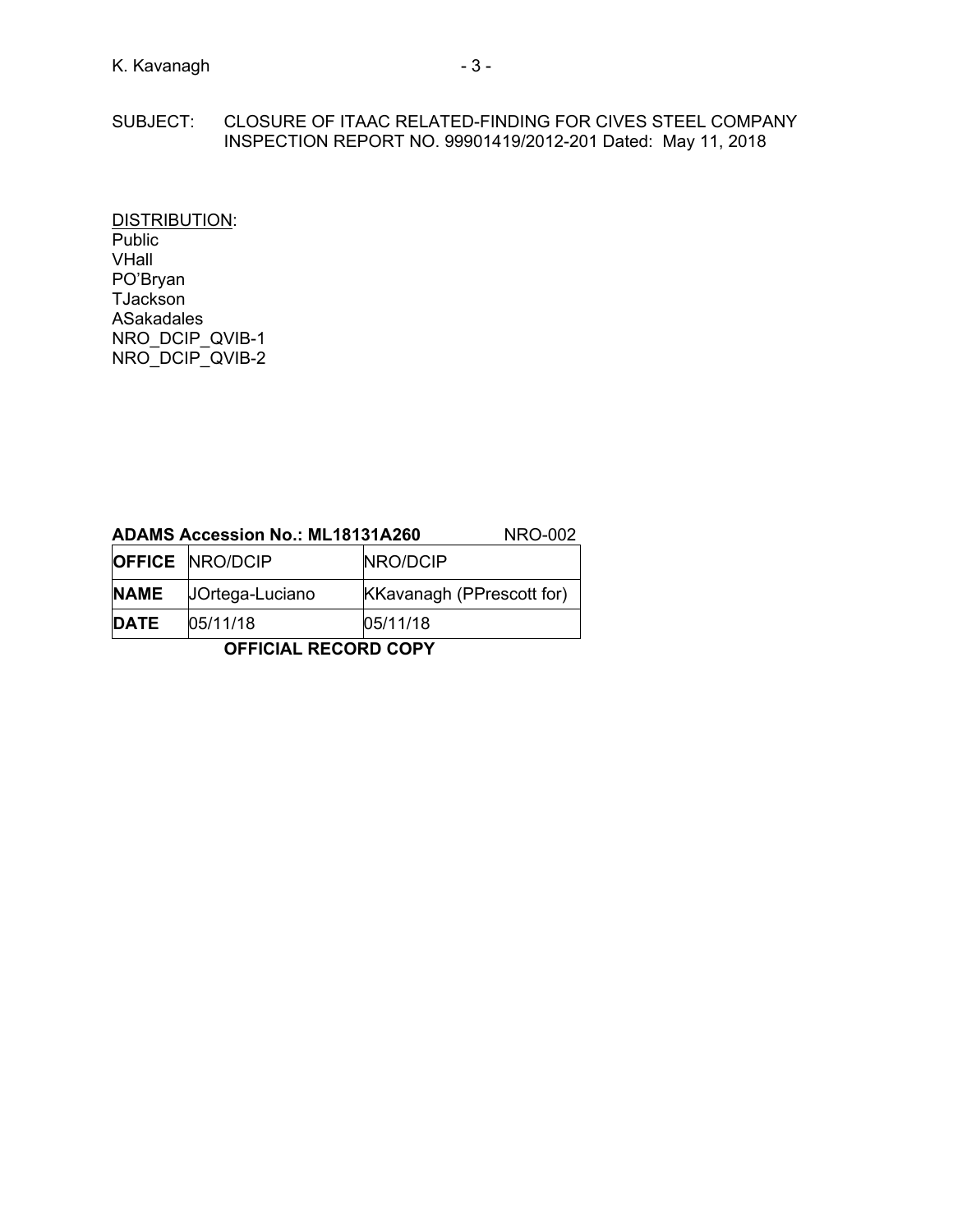SUBJECT: CLOSURE OF ITAAC RELATED-FINDING FOR CIVES STEEL COMPANY INSPECTION REPORT NO. 99901419/2012-201 Dated: May 11, 2018

DISTRIBUTION:
Public
VHall
PO'Bryan
TJackson
ASakadales
NRO_DCIP_QVIB-1
NRO_DCIP_QVIB-2

**ADAMS Accession No.: ML18131A260** NRO-002

| **OFFICE** | NRO/DCIP | NRO/DCIP |
|---|---|---|
| **NAME** | JOrtega-Luciano | KKavanagh (PPrescott for) |
| **DATE** | 05/11/18 | 05/11/18 |

**OFFICIAL RECORD COPY**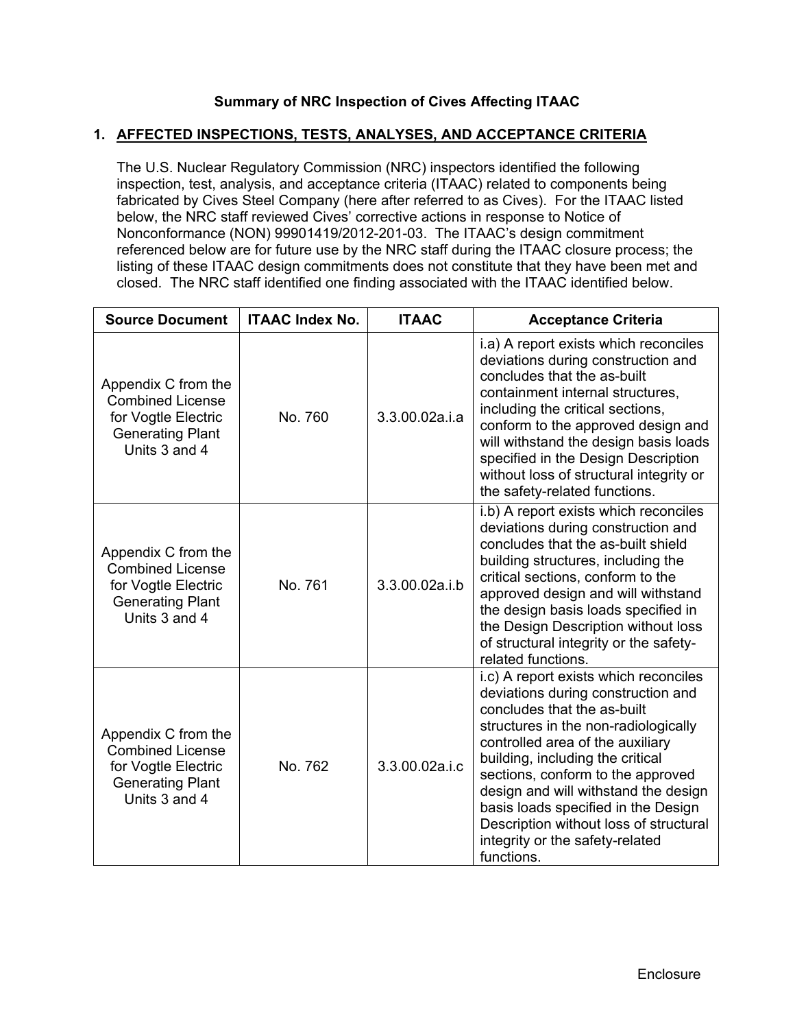## Summary of NRC Inspection of Cives Affecting ITAAC

### 1. AFFECTED INSPECTIONS, TESTS, ANALYSES, AND ACCEPTANCE CRITERIA

The U.S. Nuclear Regulatory Commission (NRC) inspectors identified the following inspection, test, analysis, and acceptance criteria (ITAAC) related to components being fabricated by Cives Steel Company (here after referred to as Cives). For the ITAAC listed below, the NRC staff reviewed Cives' corrective actions in response to Notice of Nonconformance (NON) 99901419/2012-201-03. The ITAAC's design commitment referenced below are for future use by the NRC staff during the ITAAC closure process; the listing of these ITAAC design commitments does not constitute that they have been met and closed. The NRC staff identified one finding associated with the ITAAC identified below.

| Source Document | ITAAC Index No. | ITAAC | Acceptance Criteria |
|---|---|---|---|
| Appendix C from the Combined License for Vogtle Electric Generating Plant Units 3 and 4 | No. 760 | 3.3.00.02a.i.a | i.a) A report exists which reconciles deviations during construction and concludes that the as-built containment internal structures, including the critical sections, conform to the approved design and will withstand the design basis loads specified in the Design Description without loss of structural integrity or the safety-related functions. |
| Appendix C from the Combined License for Vogtle Electric Generating Plant Units 3 and 4 | No. 761 | 3.3.00.02a.i.b | i.b) A report exists which reconciles deviations during construction and concludes that the as-built shield building structures, including the critical sections, conform to the approved design and will withstand the design basis loads specified in the Design Description without loss of structural integrity or the safety-related functions. |
| Appendix C from the Combined License for Vogtle Electric Generating Plant Units 3 and 4 | No. 762 | 3.3.00.02a.i.c | i.c) A report exists which reconciles deviations during construction and concludes that the as-built structures in the non-radiologically controlled area of the auxiliary building, including the critical sections, conform to the approved design and will withstand the design basis loads specified in the Design Description without loss of structural integrity or the safety-related functions. |

Enclosure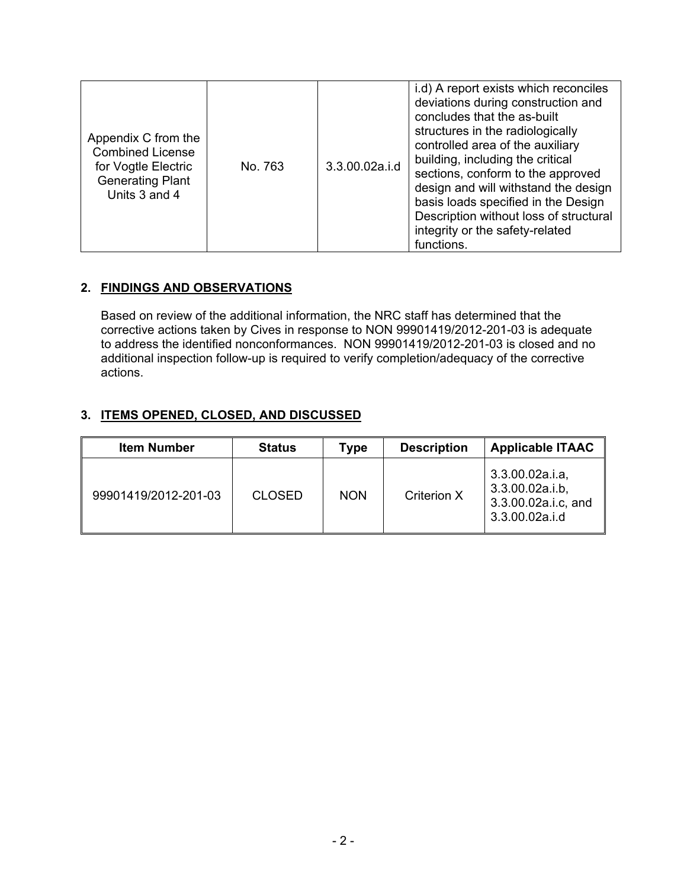| | | | |
|---|---|---|---|
| Appendix C from the Combined License for Vogtle Electric Generating Plant Units 3 and 4 | No. 763 | 3.3.00.02a.i.d | i.d) A report exists which reconciles deviations during construction and concludes that the as-built structures in the radiologically controlled area of the auxiliary building, including the critical sections, conform to the approved design and will withstand the design basis loads specified in the Design Description without loss of structural integrity or the safety-related functions. |

## 2. FINDINGS AND OBSERVATIONS

Based on review of the additional information, the NRC staff has determined that the corrective actions taken by Cives in response to NON 99901419/2012-201-03 is adequate to address the identified nonconformances. NON 99901419/2012-201-03 is closed and no additional inspection follow-up is required to verify completion/adequacy of the corrective actions.

## 3. ITEMS OPENED, CLOSED, AND DISCUSSED

| Item Number | Status | Type | Description | Applicable ITAAC |
|---|---|---|---|---|
| 99901419/2012-201-03 | CLOSED | NON | Criterion X | 3.3.00.02a.i.a, 3.3.00.02a.i.b, 3.3.00.02a.i.c, and 3.3.00.02a.i.d |